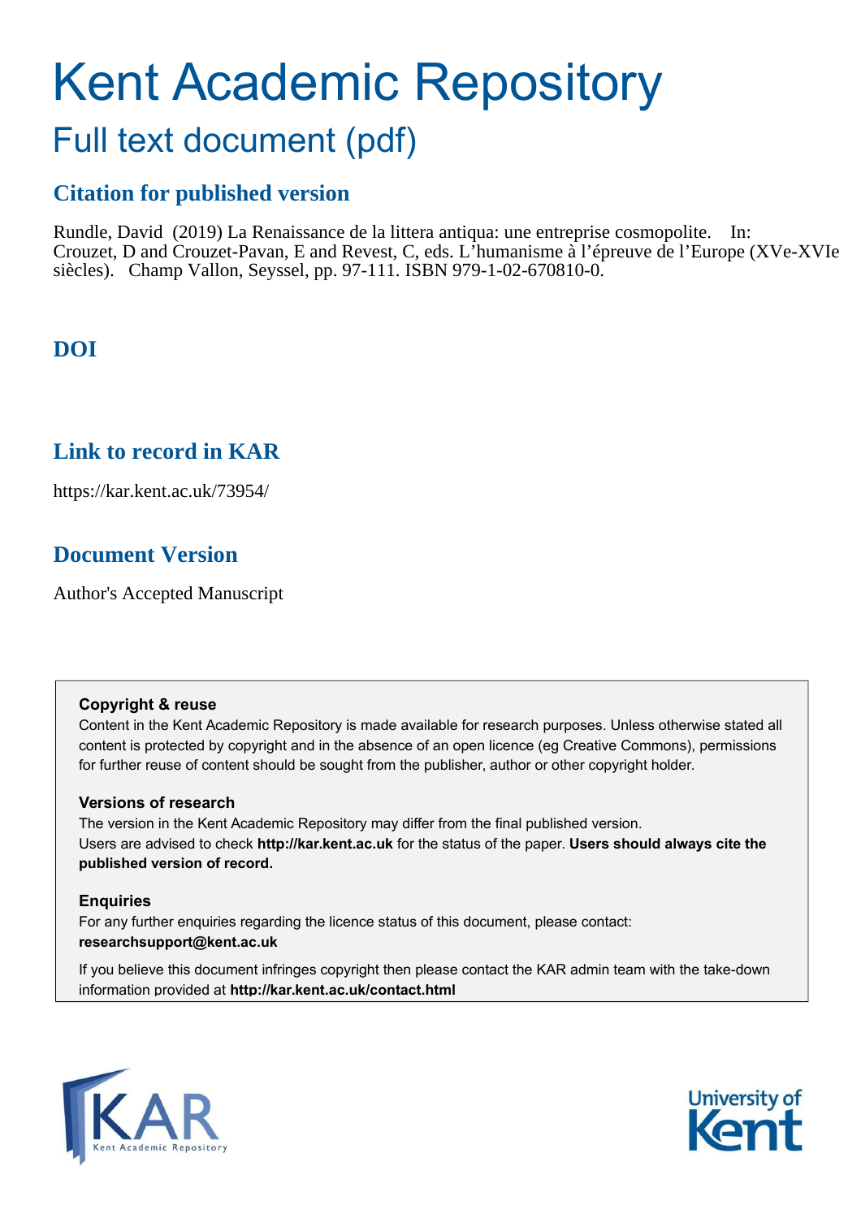# Kent Academic Repository

## Full text document (pdf)

### Citation for published version

Rundle, David (2019) La Renaissance de la littera antiqua: une entreprise cosmopolite. In: Crouzet, D and Crouzet-Pavan, E and Revest, C, eds. L'humanisme à l'épreuve de l'Europe (XVe-XVIe siècles). Champ Vallon, Seyssel, pp. 97-111. ISBN 979-1-02-670810-0.

### DOI

### Link to record in KAR

https://kar.kent.ac.uk/73954/

### Document Version

Author's Accepted Manuscript

**Copyright & reuse**

Content in the Kent Academic Repository is made available for research purposes. Unless otherwise stated all content is protected by copyright and in the absence of an open licence (eg Creative Commons), permissions for further reuse of content should be sought from the publisher, author or other copyright holder.

**Versions of research**

The version in the Kent Academic Repository may differ from the final published version. Users are advised to check **http://kar.kent.ac.uk** for the status of the paper. **Users should always cite the published version of record.**

**Enquiries**

For any further enquiries regarding the licence status of this document, please contact: **researchsupport@kent.ac.uk**

If you believe this document infringes copyright then please contact the KAR admin team with the take-down information provided at **http://kar.kent.ac.uk/contact.html**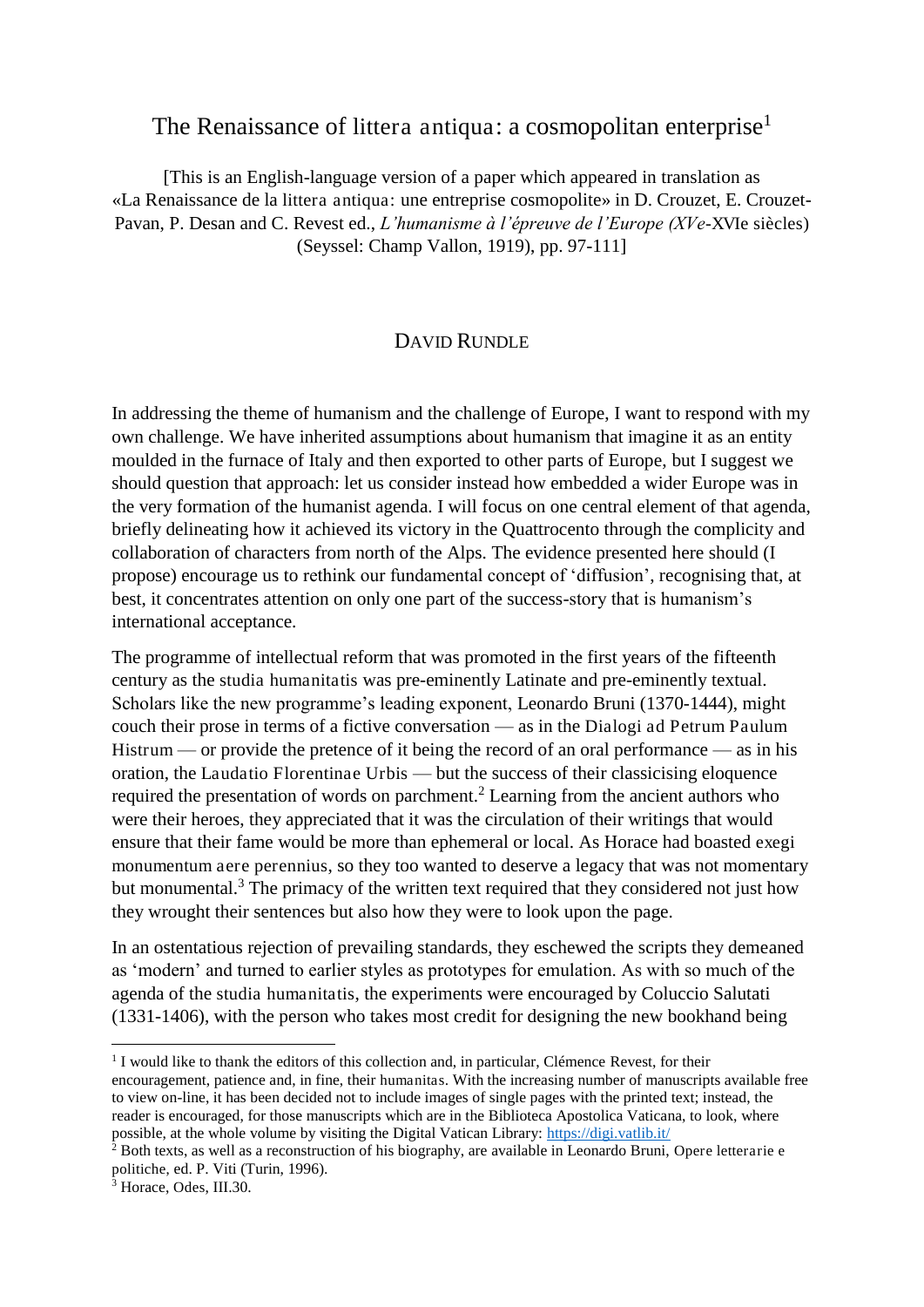# The Renaissance of littera antiqua: a cosmopolitan enterprise[1]

[This is an English-language version of a paper which appeared in translation as «La Renaissance de la littera antiqua: une entreprise cosmopolite» in D. Crouzet, E. Crouzet-Pavan, P. Desan and C. Revest ed., *L'humanisme à l'épreuve de l'Europe (XVe-*XVIe siècles) (Seyssel: Champ Vallon, 1919), pp. 97-111]

DAVID RUNDLE

In addressing the theme of humanism and the challenge of Europe, I want to respond with my own challenge. We have inherited assumptions about humanism that imagine it as an entity moulded in the furnace of Italy and then exported to other parts of Europe, but I suggest we should question that approach: let us consider instead how embedded a wider Europe was in the very formation of the humanist agenda. I will focus on one central element of that agenda, briefly delineating how it achieved its victory in the Quattrocento through the complicity and collaboration of characters from north of the Alps. The evidence presented here should (I propose) encourage us to rethink our fundamental concept of 'diffusion', recognising that, at best, it concentrates attention on only one part of the success-story that is humanism's international acceptance.

The programme of intellectual reform that was promoted in the first years of the fifteenth century as the studia humanitatis was pre-eminently Latinate and pre-eminently textual. Scholars like the new programme's leading exponent, Leonardo Bruni (1370-1444), might couch their prose in terms of a fictive conversation — as in the Dialogi ad Petrum Paulum Histrum — or provide the pretence of it being the record of an oral performance — as in his oration, the Laudatio Florentinae Urbis — but the success of their classicising eloquence required the presentation of words on parchment.[2] Learning from the ancient authors who were their heroes, they appreciated that it was the circulation of their writings that would ensure that their fame would be more than ephemeral or local. As Horace had boasted exegi monumentum aere perennius, so they too wanted to deserve a legacy that was not momentary but monumental.[3] The primacy of the written text required that they considered not just how they wrought their sentences but also how they were to look upon the page.

In an ostentatious rejection of prevailing standards, they eschewed the scripts they demeaned as 'modern' and turned to earlier styles as prototypes for emulation. As with so much of the agenda of the studia humanitatis, the experiments were encouraged by Coluccio Salutati (1331-1406), with the person who takes most credit for designing the new bookhand being

---

[1] I would like to thank the editors of this collection and, in particular, Clémence Revest, for their encouragement, patience and, in fine, their humanitas. With the increasing number of manuscripts available free to view on-line, it has been decided not to include images of single pages with the printed text; instead, the reader is encouraged, for those manuscripts which are in the Biblioteca Apostolica Vaticana, to look, where possible, at the whole volume by visiting the Digital Vatican Library: https://digi.vatlib.it/

[2] Both texts, as well as a reconstruction of his biography, are available in Leonardo Bruni, Opere letterarie e politiche, ed. P. Viti (Turin, 1996).

[3] Horace, Odes, III.30.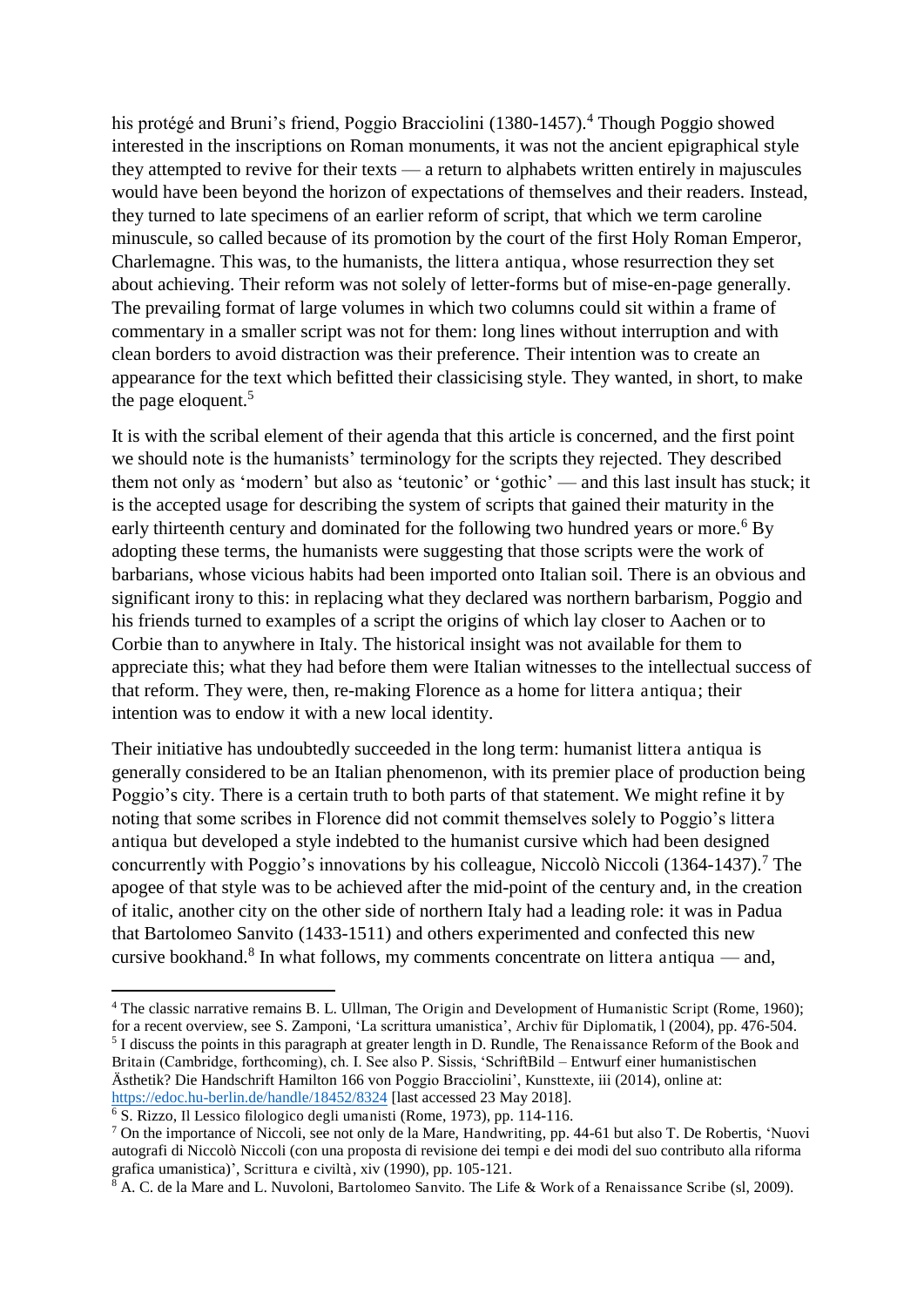his protégé and Bruni's friend, Poggio Bracciolini (1380-1457).[4] Though Poggio showed interested in the inscriptions on Roman monuments, it was not the ancient epigraphical style they attempted to revive for their texts — a return to alphabets written entirely in majuscules would have been beyond the horizon of expectations of themselves and their readers. Instead, they turned to late specimens of an earlier reform of script, that which we term caroline minuscule, so called because of its promotion by the court of the first Holy Roman Emperor, Charlemagne. This was, to the humanists, the *littera antiqua*, whose resurrection they set about achieving. Their reform was not solely of letter-forms but of mise-en-page generally. The prevailing format of large volumes in which two columns could sit within a frame of commentary in a smaller script was not for them: long lines without interruption and with clean borders to avoid distraction was their preference. Their intention was to create an appearance for the text which befitted their classicising style. They wanted, in short, to make the page eloquent.[5]

It is with the scribal element of their agenda that this article is concerned, and the first point we should note is the humanists' terminology for the scripts they rejected. They described them not only as 'modern' but also as 'teutonic' or 'gothic' — and this last insult has stuck; it is the accepted usage for describing the system of scripts that gained their maturity in the early thirteenth century and dominated for the following two hundred years or more.[6] By adopting these terms, the humanists were suggesting that those scripts were the work of barbarians, whose vicious habits had been imported onto Italian soil. There is an obvious and significant irony to this: in replacing what they declared was northern barbarism, Poggio and his friends turned to examples of a script the origins of which lay closer to Aachen or to Corbie than to anywhere in Italy. The historical insight was not available for them to appreciate this; what they had before them were Italian witnesses to the intellectual success of that reform. They were, then, re-making Florence as a home for *littera antiqua*; their intention was to endow it with a new local identity.

Their initiative has undoubtedly succeeded in the long term: humanist *littera antiqua* is generally considered to be an Italian phenomenon, with its premier place of production being Poggio's city. There is a certain truth to both parts of that statement. We might refine it by noting that some scribes in Florence did not commit themselves solely to Poggio's *littera antiqua* but developed a style indebted to the humanist cursive which had been designed concurrently with Poggio's innovations by his colleague, Niccolò Niccoli (1364-1437).[7] The apogee of that style was to be achieved after the mid-point of the century and, in the creation of italic, another city on the other side of northern Italy had a leading role: it was in Padua that Bartolomeo Sanvito (1433-1511) and others experimented and confected this new cursive bookhand.[8] In what follows, my comments concentrate on *littera antiqua* — and,

---

[4] The classic narrative remains B. L. Ullman, *The Origin and Development of Humanistic Script* (Rome, 1960); for a recent overview, see S. Zamponi, 'La scrittura umanistica', *Archiv für Diplomatik*, l (2004), pp. 476-504.

[5] I discuss the points in this paragraph at greater length in D. Rundle, *The Renaissance Reform of the Book and Britain* (Cambridge, forthcoming), ch. I. See also P. Sissis, 'SchriftBild – Entwurf einer humanistischen Ästhetik? Die Handschrift Hamilton 166 von Poggio Bracciolini', *Kunsttexte*, iii (2014), online at: https://edoc.hu-berlin.de/handle/18452/8324 [last accessed 23 May 2018].

[6] S. Rizzo, *Il Lessico filologico degli umanisti* (Rome, 1973), pp. 114-116.

[7] On the importance of Niccoli, see not only de la Mare, *Handwriting*, pp. 44-61 but also T. De Robertis, 'Nuovi autografi di Niccolò Niccoli (con una proposta di revisione dei tempi e dei modi del suo contributo alla riforma grafica umanistica)', *Scrittura e civiltà*, xiv (1990), pp. 105-121.

[8] A. C. de la Mare and L. Nuvoloni, *Bartolomeo Sanvito. The Life & Work of a Renaissance Scribe* (sl, 2009).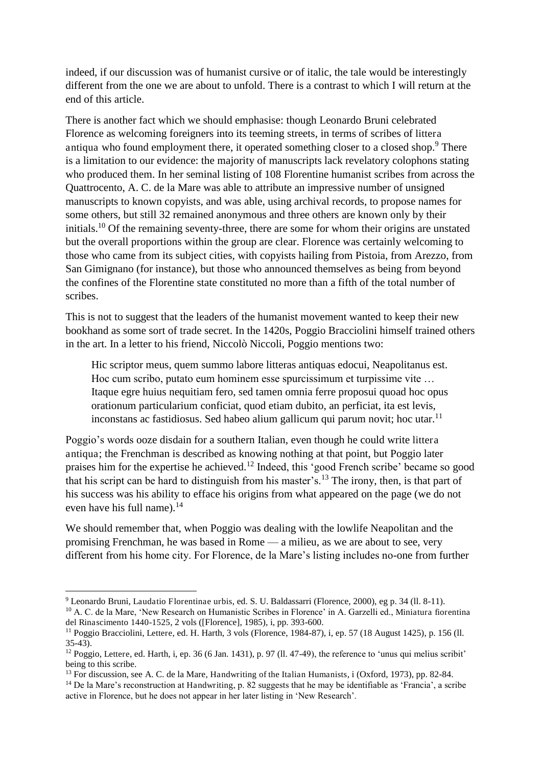indeed, if our discussion was of humanist cursive or of italic, the tale would be interestingly different from the one we are about to unfold. There is a contrast to which I will return at the end of this article.

There is another fact which we should emphasise: though Leonardo Bruni celebrated Florence as welcoming foreigners into its teeming streets, in terms of scribes of *littera antiqua* who found employment there, it operated something closer to a closed shop.[9] There is a limitation to our evidence: the majority of manuscripts lack revelatory colophons stating who produced them. In her seminal listing of 108 Florentine humanist scribes from across the Quattrocento, A. C. de la Mare was able to attribute an impressive number of unsigned manuscripts to known copyists, and was able, using archival records, to propose names for some others, but still 32 remained anonymous and three others are known only by their initials.[10] Of the remaining seventy-three, there are some for whom their origins are unstated but the overall proportions within the group are clear. Florence was certainly welcoming to those who came from its subject cities, with copyists hailing from Pistoia, from Arezzo, from San Gimignano (for instance), but those who announced themselves as being from beyond the confines of the Florentine state constituted no more than a fifth of the total number of scribes.

This is not to suggest that the leaders of the humanist movement wanted to keep their new bookhand as some sort of trade secret. In the 1420s, Poggio Bracciolini himself trained others in the art. In a letter to his friend, Niccolò Niccoli, Poggio mentions two:

> Hic scriptor meus, quem summo labore litteras antiquas edocui, Neapolitanus est. Hoc cum scribo, putato eum hominem esse spurcissimum et turpissime vite … Itaque egre huius nequitiam fero, sed tamen omnia ferre proposui quoad hoc opus orationum particularium conficiat, quod etiam dubito, an perficiat, ita est levis, inconstans ac fastidiosus. Sed habeo alium gallicum qui parum novit; hoc utar.[11]

Poggio's words ooze disdain for a southern Italian, even though he could write *littera antiqua*; the Frenchman is described as knowing nothing at that point, but Poggio later praises him for the expertise he achieved.[12] Indeed, this 'good French scribe' became so good that his script can be hard to distinguish from his master's.[13] The irony, then, is that part of his success was his ability to efface his origins from what appeared on the page (we do not even have his full name).[14]

We should remember that, when Poggio was dealing with the lowlife Neapolitan and the promising Frenchman, he was based in Rome — a milieu, as we are about to see, very different from his home city. For Florence, de la Mare's listing includes no-one from further

---

[9] Leonardo Bruni, *Laudatio Florentinae urbis*, ed. S. U. Baldassarri (Florence, 2000), eg p. 34 (ll. 8-11).

[10] A. C. de la Mare, 'New Research on Humanistic Scribes in Florence' in A. Garzelli ed., *Miniatura fiorentina del Rinascimento 1440-1525*, 2 vols ([Florence], 1985), i, pp. 393-600.

[11] Poggio Bracciolini, *Lettere*, ed. H. Harth, 3 vols (Florence, 1984-87), i, ep. 57 (18 August 1425), p. 156 (ll. 35-43).

[12] Poggio, *Lettere*, ed. Harth, i, ep. 36 (6 Jan. 1431), p. 97 (ll. 47-49), the reference to 'unus qui melius scribit' being to this scribe.

[13] For discussion, see A. C. de la Mare, *Handwriting of the Italian Humanists*, i (Oxford, 1973), pp. 82-84.

[14] De la Mare's reconstruction at *Handwriting*, p. 82 suggests that he may be identifiable as 'Francia', a scribe active in Florence, but he does not appear in her later listing in 'New Research'.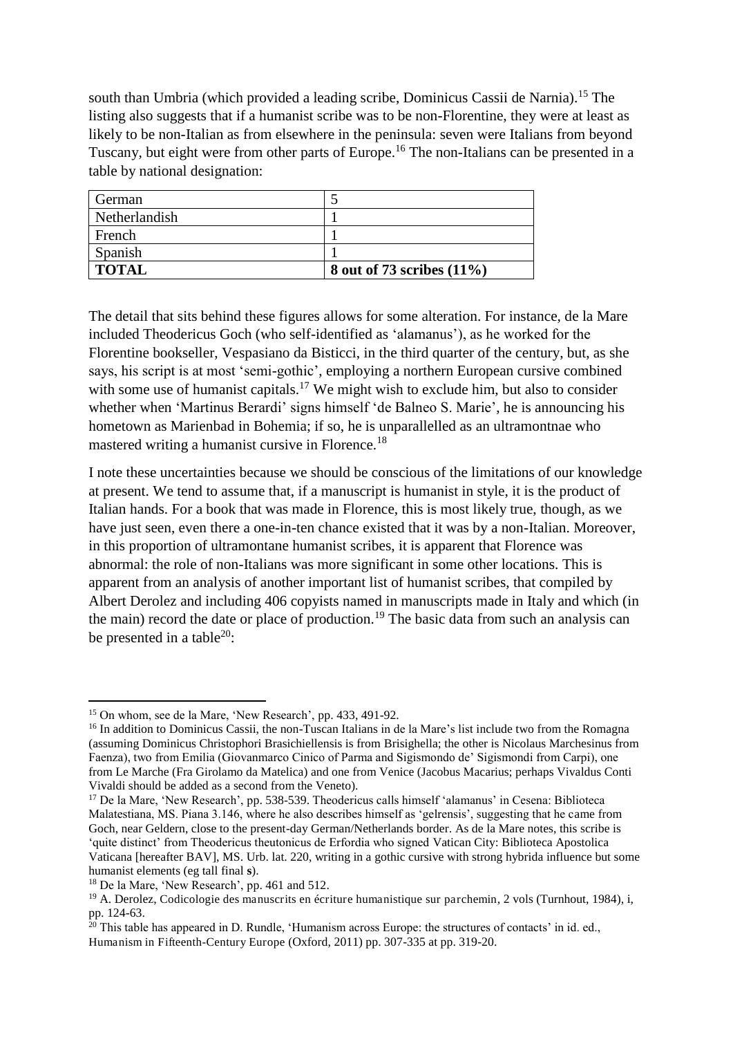south than Umbria (which provided a leading scribe, Dominicus Cassii de Narnia).[15] The listing also suggests that if a humanist scribe was to be non-Florentine, they were at least as likely to be non-Italian as from elsewhere in the peninsula: seven were Italians from beyond Tuscany, but eight were from other parts of Europe.[16] The non-Italians can be presented in a table by national designation:

| German | 5 |
|---|---|
| Netherlandish | 1 |
| French | 1 |
| Spanish | 1 |
| **TOTAL** | **8 out of 73 scribes (11%)** |

The detail that sits behind these figures allows for some alteration. For instance, de la Mare included Theodericus Goch (who self-identified as 'alamanus'), as he worked for the Florentine bookseller, Vespasiano da Bisticci, in the third quarter of the century, but, as she says, his script is at most 'semi-gothic', employing a northern European cursive combined with some use of humanist capitals.[17] We might wish to exclude him, but also to consider whether when 'Martinus Berardi' signs himself 'de Balneo S. Marie', he is announcing his hometown as Marienbad in Bohemia; if so, he is unparallelled as an ultramontnae who mastered writing a humanist cursive in Florence.[18]

I note these uncertainties because we should be conscious of the limitations of our knowledge at present. We tend to assume that, if a manuscript is humanist in style, it is the product of Italian hands. For a book that was made in Florence, this is most likely true, though, as we have just seen, even there a one-in-ten chance existed that it was by a non-Italian. Moreover, in this proportion of ultramontane humanist scribes, it is apparent that Florence was abnormal: the role of non-Italians was more significant in some other locations. This is apparent from an analysis of another important list of humanist scribes, that compiled by Albert Derolez and including 406 copyists named in manuscripts made in Italy and which (in the main) record the date or place of production.[19] The basic data from such an analysis can be presented in a table[20]:

---

[15] On whom, see de la Mare, 'New Research', pp. 433, 491-92.

[16] In addition to Dominicus Cassii, the non-Tuscan Italians in de la Mare's list include two from the Romagna (assuming Dominicus Christophori Brasichiellensis is from Brisighella; the other is Nicolaus Marchesinus from Faenza), two from Emilia (Giovanmarco Cinico of Parma and Sigismondo de' Sigismondi from Carpi), one from Le Marche (Fra Girolamo da Matelica) and one from Venice (Jacobus Macarius; perhaps Vivaldus Conti Vivaldi should be added as a second from the Veneto).

[17] De la Mare, 'New Research', pp. 538-539. Theodericus calls himself 'alamanus' in Cesena: Biblioteca Malatestiana, MS. Piana 3.146, where he also describes himself as 'gelrensis', suggesting that he came from Goch, near Geldern, close to the present-day German/Netherlands border. As de la Mare notes, this scribe is 'quite distinct' from Theodericus theutonicus de Erfordia who signed Vatican City: Biblioteca Apostolica Vaticana [hereafter BAV], MS. Urb. lat. 220, writing in a gothic cursive with strong hybrida influence but some humanist elements (eg tall final **s**).

[18] De la Mare, 'New Research', pp. 461 and 512.

[19] A. Derolez, Codicologie des manuscrits en écriture humanistique sur parchemin, 2 vols (Turnhout, 1984), i, pp. 124-63.

[20] This table has appeared in D. Rundle, 'Humanism across Europe: the structures of contacts' in id. ed., Humanism in Fifteenth-Century Europe (Oxford, 2011) pp. 307-335 at pp. 319-20.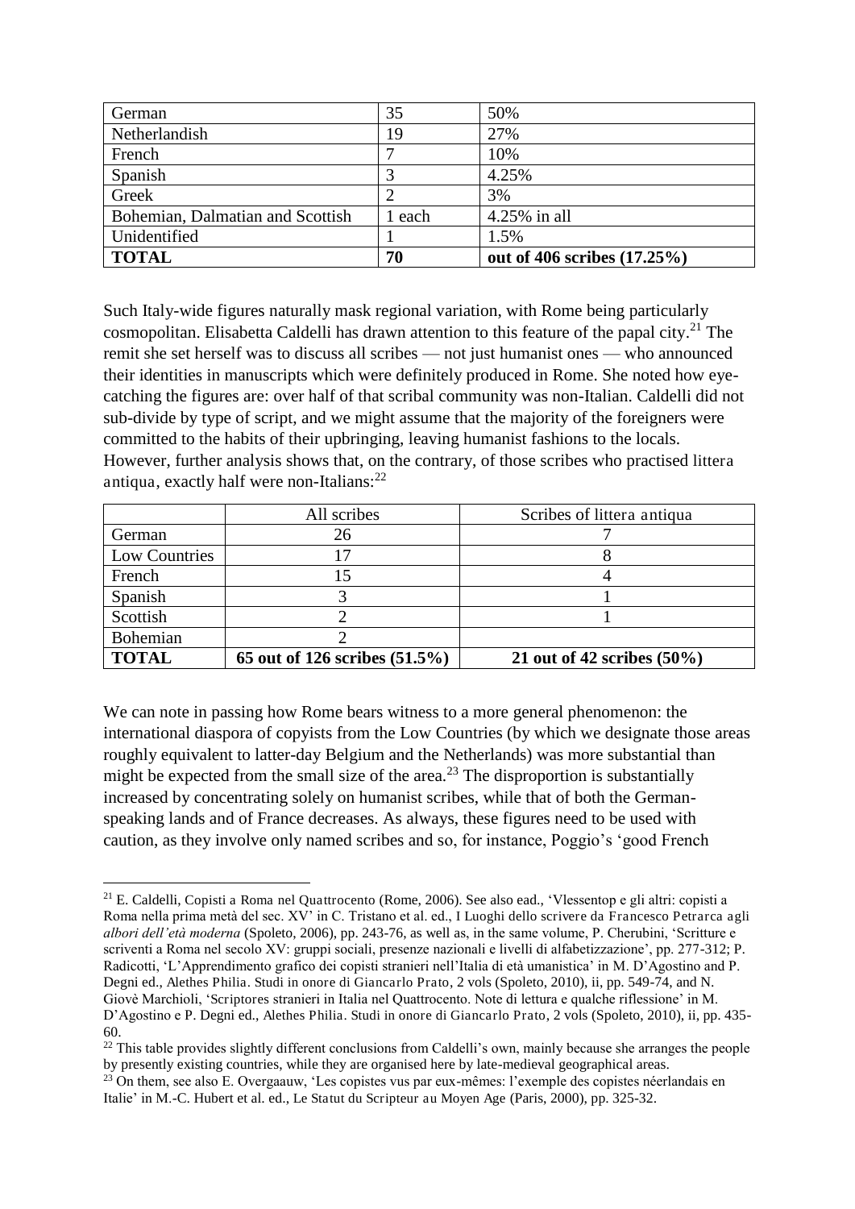| German | 35 | 50% |
|---|---|---|
| Netherlandish | 19 | 27% |
| French | 7 | 10% |
| Spanish | 3 | 4.25% |
| Greek | 2 | 3% |
| Bohemian, Dalmatian and Scottish | 1 each | 4.25% in all |
| Unidentified | 1 | 1.5% |
| **TOTAL** | **70** | **out of 406 scribes (17.25%)** |

Such Italy-wide figures naturally mask regional variation, with Rome being particularly cosmopolitan. Elisabetta Caldelli has drawn attention to this feature of the papal city.[21] The remit she set herself was to discuss all scribes — not just humanist ones — who announced their identities in manuscripts which were definitely produced in Rome. She noted how eye-catching the figures are: over half of that scribal community was non-Italian. Caldelli did not sub-divide by type of script, and we might assume that the majority of the foreigners were committed to the habits of their upbringing, leaving humanist fashions to the locals. However, further analysis shows that, on the contrary, of those scribes who practised littera antiqua, exactly half were non-Italians:[22]

| | All scribes | Scribes of littera antiqua |
|---|---|---|
| German | 26 | 7 |
| Low Countries | 17 | 8 |
| French | 15 | 4 |
| Spanish | 3 | 1 |
| Scottish | 2 | 1 |
| Bohemian | 2 | |
| **TOTAL** | **65 out of 126 scribes (51.5%)** | **21 out of 42 scribes (50%)** |

We can note in passing how Rome bears witness to a more general phenomenon: the international diaspora of copyists from the Low Countries (by which we designate those areas roughly equivalent to latter-day Belgium and the Netherlands) was more substantial than might be expected from the small size of the area.[23] The disproportion is substantially increased by concentrating solely on humanist scribes, while that of both the German-speaking lands and of France decreases. As always, these figures need to be used with caution, as they involve only named scribes and so, for instance, Poggio's 'good French

[21] E. Caldelli, Copisti a Roma nel Quattrocento (Rome, 2006). See also ead., 'Vlessentop e gli altri: copisti a Roma nella prima metà del sec. XV' in C. Tristano et al. ed., I Luoghi dello scrivere da Francesco Petrarca agli *albori dell'età moderna* (Spoleto, 2006), pp. 243-76, as well as, in the same volume, P. Cherubini, 'Scritture e scriventi a Roma nel secolo XV: gruppi sociali, presenze nazionali e livelli di alfabetizzazione', pp. 277-312; P. Radicotti, 'L'Apprendimento grafico dei copisti stranieri nell'Italia di età umanistica' in M. D'Agostino and P. Degni ed., Alethes Philia. Studi in onore di Giancarlo Prato, 2 vols (Spoleto, 2010), ii, pp. 549-74, and N. Giovè Marchioli, 'Scriptores stranieri in Italia nel Quattrocento. Note di lettura e qualche riflessione' in M. D'Agostino e P. Degni ed., Alethes Philia. Studi in onore di Giancarlo Prato, 2 vols (Spoleto, 2010), ii, pp. 435-60.

[22] This table provides slightly different conclusions from Caldelli's own, mainly because she arranges the people by presently existing countries, while they are organised here by late-medieval geographical areas.

[23] On them, see also E. Overgaauw, 'Les copistes vus par eux-mêmes: l'exemple des copistes néerlandais en Italie' in M.-C. Hubert et al. ed., Le Statut du Scripteur au Moyen Age (Paris, 2000), pp. 325-32.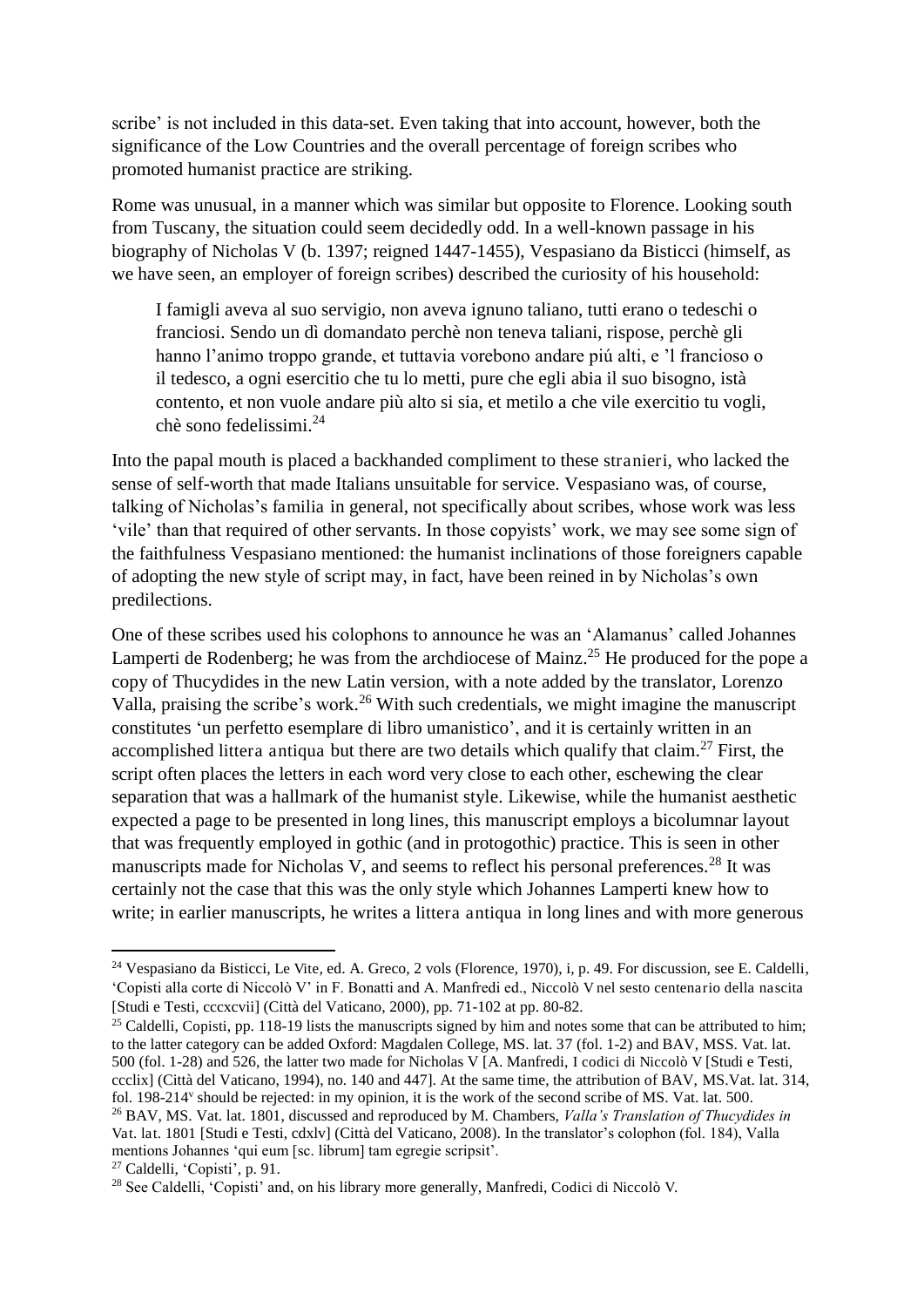scribe' is not included in this data-set. Even taking that into account, however, both the significance of the Low Countries and the overall percentage of foreign scribes who promoted humanist practice are striking.

Rome was unusual, in a manner which was similar but opposite to Florence. Looking south from Tuscany, the situation could seem decidedly odd. In a well-known passage in his biography of Nicholas V (b. 1397; reigned 1447-1455), Vespasiano da Bisticci (himself, as we have seen, an employer of foreign scribes) described the curiosity of his household:

> I famigli aveva al suo servigio, non aveva ignuno taliano, tutti erano o tedeschi o franciosi. Sendo un dì domandato perchè non teneva taliani, rispose, perchè gli hanno l'animo troppo grande, et tuttavia vorebono andare piú alti, e 'l francioso o il tedesco, a ogni esercitio che tu lo metti, pure che egli abia il suo bisogno, istà contento, et non vuole andare più alto si sia, et metilo a che vile exercitio tu vogli, chè sono fedelissimi.[24]

Into the papal mouth is placed a backhanded compliment to these *stranieri*, who lacked the sense of self-worth that made Italians unsuitable for service. Vespasiano was, of course, talking of Nicholas's *familia* in general, not specifically about scribes, whose work was less 'vile' than that required of other servants. In those copyists' work, we may see some sign of the faithfulness Vespasiano mentioned: the humanist inclinations of those foreigners capable of adopting the new style of script may, in fact, have been reined in by Nicholas's own predilections.

One of these scribes used his colophons to announce he was an 'Alamanus' called Johannes Lamperti de Rodenberg; he was from the archdiocese of Mainz.[25] He produced for the pope a copy of Thucydides in the new Latin version, with a note added by the translator, Lorenzo Valla, praising the scribe's work.[26] With such credentials, we might imagine the manuscript constitutes 'un perfetto esemplare di libro umanistico', and it is certainly written in an accomplished *littera antiqua* but there are two details which qualify that claim.[27] First, the script often places the letters in each word very close to each other, eschewing the clear separation that was a hallmark of the humanist style. Likewise, while the humanist aesthetic expected a page to be presented in long lines, this manuscript employs a bicolumnar layout that was frequently employed in gothic (and in protogothic) practice. This is seen in other manuscripts made for Nicholas V, and seems to reflect his personal preferences.[28] It was certainly not the case that this was the only style which Johannes Lamperti knew how to write; in earlier manuscripts, he writes a *littera antiqua* in long lines and with more generous

---

[24] Vespasiano da Bisticci, Le Vite, ed. A. Greco, 2 vols (Florence, 1970), i, p. 49. For discussion, see E. Caldelli, 'Copisti alla corte di Niccolò V' in F. Bonatti and A. Manfredi ed., *Niccolò V nel sesto centenario della nascita* [Studi e Testi, cccxcvii] (Città del Vaticano, 2000), pp. 71-102 at pp. 80-82.

[25] Caldelli, Copisti, pp. 118-19 lists the manuscripts signed by him and notes some that can be attributed to him; to the latter category can be added Oxford: Magdalen College, MS. lat. 37 (fol. 1-2) and BAV, MSS. Vat. lat. 500 (fol. 1-28) and 526, the latter two made for Nicholas V [A. Manfredi, *I codici di Niccolò V* [Studi e Testi, ccclix] (Città del Vaticano, 1994), no. 140 and 447]. At the same time, the attribution of BAV, MS.Vat. lat. 314, fol. 198-214v should be rejected: in my opinion, it is the work of the second scribe of MS. Vat. lat. 500.

[26] BAV, MS. Vat. lat. 1801, discussed and reproduced by M. Chambers, *Valla's Translation of Thucydides in Vat. lat. 1801* [Studi e Testi, cdxlv] (Città del Vaticano, 2008). In the translator's colophon (fol. 184), Valla mentions Johannes 'qui eum [sc. librum] tam egregie scripsit'.

[27] Caldelli, 'Copisti', p. 91.

[28] See Caldelli, 'Copisti' and, on his library more generally, Manfredi, *Codici di Niccolò V*.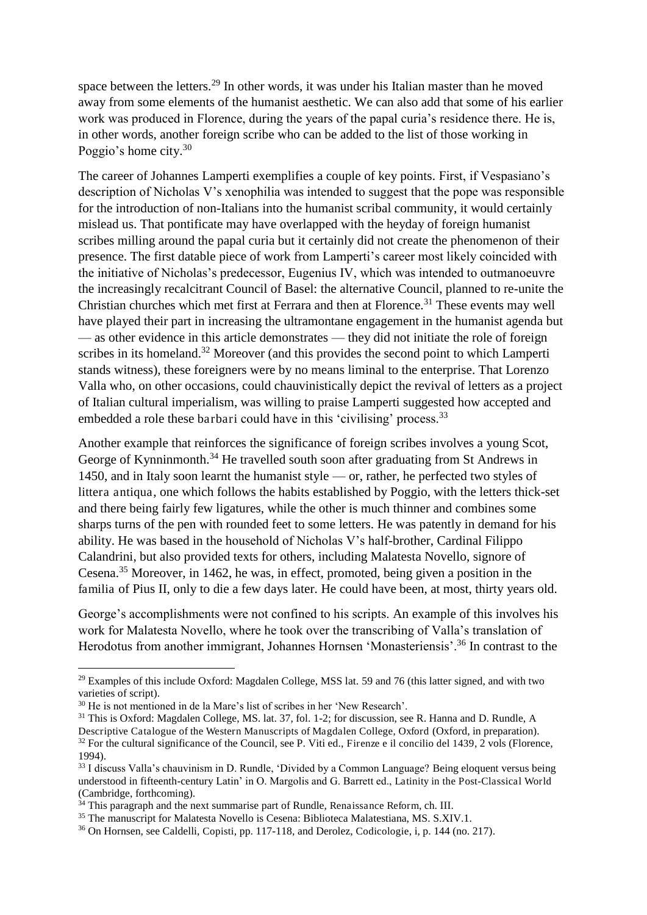space between the letters.[29] In other words, it was under his Italian master than he moved away from some elements of the humanist aesthetic. We can also add that some of his earlier work was produced in Florence, during the years of the papal curia's residence there. He is, in other words, another foreign scribe who can be added to the list of those working in Poggio's home city.[30]

The career of Johannes Lamperti exemplifies a couple of key points. First, if Vespasiano's description of Nicholas V's xenophilia was intended to suggest that the pope was responsible for the introduction of non-Italians into the humanist scribal community, it would certainly mislead us. That pontificate may have overlapped with the heyday of foreign humanist scribes milling around the papal curia but it certainly did not create the phenomenon of their presence. The first datable piece of work from Lamperti's career most likely coincided with the initiative of Nicholas's predecessor, Eugenius IV, which was intended to outmanoeuvre the increasingly recalcitrant Council of Basel: the alternative Council, planned to re-unite the Christian churches which met first at Ferrara and then at Florence.[31] These events may well have played their part in increasing the ultramontane engagement in the humanist agenda but — as other evidence in this article demonstrates — they did not initiate the role of foreign scribes in its homeland.[32] Moreover (and this provides the second point to which Lamperti stands witness), these foreigners were by no means liminal to the enterprise. That Lorenzo Valla who, on other occasions, could chauvinistically depict the revival of letters as a project of Italian cultural imperialism, was willing to praise Lamperti suggested how accepted and embedded a role these *barbari* could have in this 'civilising' process.[33]

Another example that reinforces the significance of foreign scribes involves a young Scot, George of Kynninmonth.[34] He travelled south soon after graduating from St Andrews in 1450, and in Italy soon learnt the humanist style — or, rather, he perfected two styles of *littera antiqua*, one which follows the habits established by Poggio, with the letters thick-set and there being fairly few ligatures, while the other is much thinner and combines some sharps turns of the pen with rounded feet to some letters. He was patently in demand for his ability. He was based in the household of Nicholas V's half-brother, Cardinal Filippo Calandrini, but also provided texts for others, including Malatesta Novello, signore of Cesena.[35] Moreover, in 1462, he was, in effect, promoted, being given a position in the *familia* of Pius II, only to die a few days later. He could have been, at most, thirty years old.

George's accomplishments were not confined to his scripts. An example of this involves his work for Malatesta Novello, where he took over the transcribing of Valla's translation of Herodotus from another immigrant, Johannes Hornsen 'Monasteriensis'.[36] In contrast to the

---

[29] Examples of this include Oxford: Magdalen College, MSS lat. 59 and 76 (this latter signed, and with two varieties of script).

[30] He is not mentioned in de la Mare's list of scribes in her 'New Research'.

[31] This is Oxford: Magdalen College, MS. lat. 37, fol. 1-2; for discussion, see R. Hanna and D. Rundle, *A Descriptive Catalogue of the Western Manuscripts of Magdalen College, Oxford* (Oxford, in preparation).

[32] For the cultural significance of the Council, see P. Viti ed., *Firenze e il concilio del 1439*, 2 vols (Florence, 1994).

[33] I discuss Valla's chauvinism in D. Rundle, 'Divided by a Common Language? Being eloquent versus being understood in fifteenth-century Latin' in O. Margolis and G. Barrett ed., *Latinity in the Post-Classical World* (Cambridge, forthcoming).

[34] This paragraph and the next summarise part of Rundle, *Renaissance Reform*, ch. III.

[35] The manuscript for Malatesta Novello is Cesena: Biblioteca Malatestiana, MS. S.XIV.1.

[36] On Hornsen, see Caldelli, *Copisti*, pp. 117-118, and Derolez, *Codicologie*, i, p. 144 (no. 217).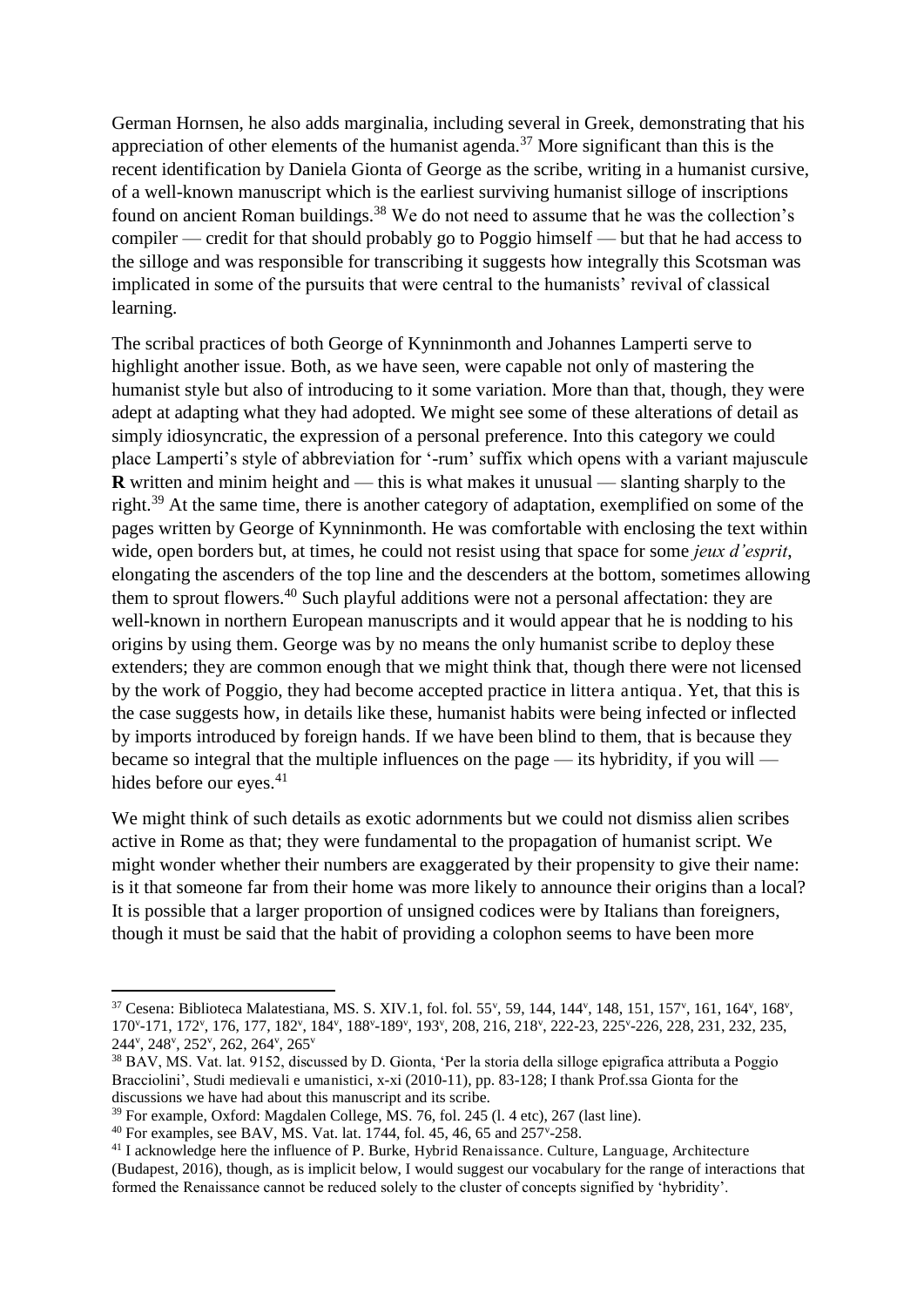German Hornsen, he also adds marginalia, including several in Greek, demonstrating that his appreciation of other elements of the humanist agenda.[37] More significant than this is the recent identification by Daniela Gionta of George as the scribe, writing in a humanist cursive, of a well-known manuscript which is the earliest surviving humanist silloge of inscriptions found on ancient Roman buildings.[38] We do not need to assume that he was the collection's compiler — credit for that should probably go to Poggio himself — but that he had access to the silloge and was responsible for transcribing it suggests how integrally this Scotsman was implicated in some of the pursuits that were central to the humanists' revival of classical learning.

The scribal practices of both George of Kynninmonth and Johannes Lamperti serve to highlight another issue. Both, as we have seen, were capable not only of mastering the humanist style but also of introducing to it some variation. More than that, though, they were adept at adapting what they had adopted. We might see some of these alterations of detail as simply idiosyncratic, the expression of a personal preference. Into this category we could place Lamperti's style of abbreviation for '-rum' suffix which opens with a variant majuscule **R** written and minim height and — this is what makes it unusual — slanting sharply to the right.[39] At the same time, there is another category of adaptation, exemplified on some of the pages written by George of Kynninmonth. He was comfortable with enclosing the text within wide, open borders but, at times, he could not resist using that space for some *jeux d'esprit*, elongating the ascenders of the top line and the descenders at the bottom, sometimes allowing them to sprout flowers.[40] Such playful additions were not a personal affectation: they are well-known in northern European manuscripts and it would appear that he is nodding to his origins by using them. George was by no means the only humanist scribe to deploy these extenders; they are common enough that we might think that, though there were not licensed by the work of Poggio, they had become accepted practice in littera antiqua. Yet, that this is the case suggests how, in details like these, humanist habits were being infected or inflected by imports introduced by foreign hands. If we have been blind to them, that is because they became so integral that the multiple influences on the page — its hybridity, if you will — hides before our eyes.[41]

We might think of such details as exotic adornments but we could not dismiss alien scribes active in Rome as that; they were fundamental to the propagation of humanist script. We might wonder whether their numbers are exaggerated by their propensity to give their name: is it that someone far from their home was more likely to announce their origins than a local? It is possible that a larger proportion of unsigned codices were by Italians than foreigners, though it must be said that the habit of providing a colophon seems to have been more

---

[37] Cesena: Biblioteca Malatestiana, MS. S. XIV.1, fol. fol. 55v, 59, 144, 144v, 148, 151, 157v, 161, 164v, 168v, 170v-171, 172v, 176, 177, 182v, 184v, 188v-189v, 193v, 208, 216, 218v, 222-23, 225v-226, 228, 231, 232, 235, 244v, 248v, 252v, 262, 264v, 265v

[38] BAV, MS. Vat. lat. 9152, discussed by D. Gionta, 'Per la storia della silloge epigrafica attributa a Poggio Bracciolini', Studi medievali e umanistici, x-xi (2010-11), pp. 83-128; I thank Prof.ssa Gionta for the discussions we have had about this manuscript and its scribe.

[39] For example, Oxford: Magdalen College, MS. 76, fol. 245 (l. 4 etc), 267 (last line).

[40] For examples, see BAV, MS. Vat. lat. 1744, fol. 45, 46, 65 and 257v-258.

[41] I acknowledge here the influence of P. Burke, Hybrid Renaissance. Culture, Language, Architecture (Budapest, 2016), though, as is implicit below, I would suggest our vocabulary for the range of interactions that formed the Renaissance cannot be reduced solely to the cluster of concepts signified by 'hybridity'.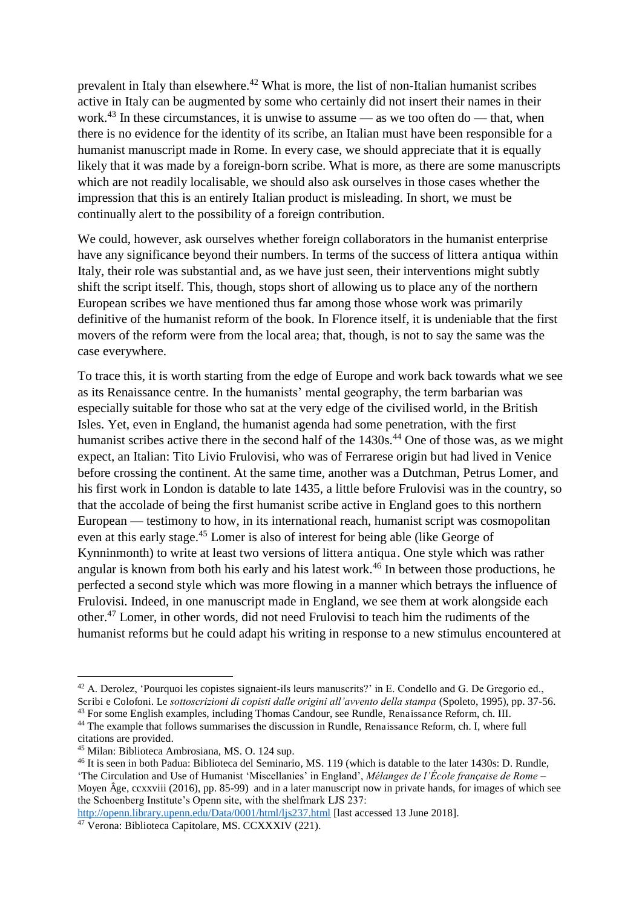prevalent in Italy than elsewhere.[42] What is more, the list of non-Italian humanist scribes active in Italy can be augmented by some who certainly did not insert their names in their work.[43] In these circumstances, it is unwise to assume — as we too often do — that, when there is no evidence for the identity of its scribe, an Italian must have been responsible for a humanist manuscript made in Rome. In every case, we should appreciate that it is equally likely that it was made by a foreign-born scribe. What is more, as there are some manuscripts which are not readily localisable, we should also ask ourselves in those cases whether the impression that this is an entirely Italian product is misleading. In short, we must be continually alert to the possibility of a foreign contribution.

We could, however, ask ourselves whether foreign collaborators in the humanist enterprise have any significance beyond their numbers. In terms of the success of littera antiqua within Italy, their role was substantial and, as we have just seen, their interventions might subtly shift the script itself. This, though, stops short of allowing us to place any of the northern European scribes we have mentioned thus far among those whose work was primarily definitive of the humanist reform of the book. In Florence itself, it is undeniable that the first movers of the reform were from the local area; that, though, is not to say the same was the case everywhere.

To trace this, it is worth starting from the edge of Europe and work back towards what we see as its Renaissance centre. In the humanists' mental geography, the term barbarian was especially suitable for those who sat at the very edge of the civilised world, in the British Isles. Yet, even in England, the humanist agenda had some penetration, with the first humanist scribes active there in the second half of the 1430s.[44] One of those was, as we might expect, an Italian: Tito Livio Frulovisi, who was of Ferrarese origin but had lived in Venice before crossing the continent. At the same time, another was a Dutchman, Petrus Lomer, and his first work in London is datable to late 1435, a little before Frulovisi was in the country, so that the accolade of being the first humanist scribe active in England goes to this northern European — testimony to how, in its international reach, humanist script was cosmopolitan even at this early stage.[45] Lomer is also of interest for being able (like George of Kynninmonth) to write at least two versions of littera antiqua. One style which was rather angular is known from both his early and his latest work.[46] In between those productions, he perfected a second style which was more flowing in a manner which betrays the influence of Frulovisi. Indeed, in one manuscript made in England, we see them at work alongside each other.[47] Lomer, in other words, did not need Frulovisi to teach him the rudiments of the humanist reforms but he could adapt his writing in response to a new stimulus encountered at

---

[42] A. Derolez, 'Pourquoi les copistes signaient-ils leurs manuscrits?' in E. Condello and G. De Gregorio ed., Scribi e Colofoni. Le *sottoscrizioni di copisti dalle origini all'avvento della stampa* (Spoleto, 1995), pp. 37-56.

[43] For some English examples, including Thomas Candour, see Rundle, Renaissance Reform, ch. III.

[44] The example that follows summarises the discussion in Rundle, Renaissance Reform, ch. I, where full citations are provided.

[45] Milan: Biblioteca Ambrosiana, MS. O. 124 sup.

[46] It is seen in both Padua: Biblioteca del Seminario, MS. 119 (which is datable to the later 1430s: D. Rundle, 'The Circulation and Use of Humanist 'Miscellanies' in England', *Mélanges de l'École française de Rome – Moyen Âge*, ccxxviii (2016), pp. 85-99) and in a later manuscript now in private hands, for images of which see the Schoenberg Institute's Openn site, with the shelfmark LJS 237: http://openn.library.upenn.edu/Data/0001/html/ljs237.html [last accessed 13 June 2018].

[47] Verona: Biblioteca Capitolare, MS. CCXXXIV (221).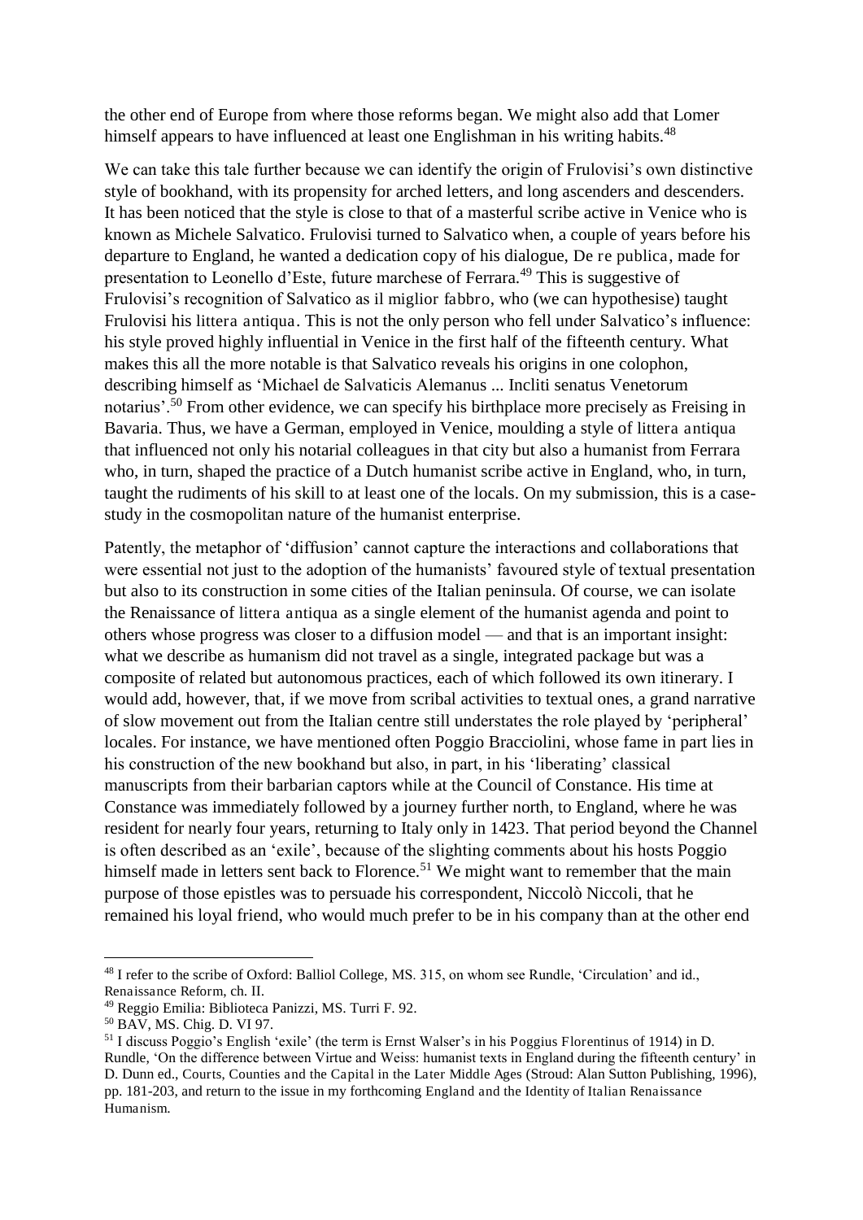the other end of Europe from where those reforms began. We might also add that Lomer himself appears to have influenced at least one Englishman in his writing habits.[48]

We can take this tale further because we can identify the origin of Frulovisi's own distinctive style of bookhand, with its propensity for arched letters, and long ascenders and descenders. It has been noticed that the style is close to that of a masterful scribe active in Venice who is known as Michele Salvatico. Frulovisi turned to Salvatico when, a couple of years before his departure to England, he wanted a dedication copy of his dialogue, *De re publica*, made for presentation to Leonello d'Este, future marchese of Ferrara.[49] This is suggestive of Frulovisi's recognition of Salvatico as *il miglior fabbro*, who (we can hypothesise) taught Frulovisi his *littera antiqua*. This is not the only person who fell under Salvatico's influence: his style proved highly influential in Venice in the first half of the fifteenth century. What makes this all the more notable is that Salvatico reveals his origins in one colophon, describing himself as 'Michael de Salvaticis Alemanus ... Incliti senatus Venetorum notarius'.[50] From other evidence, we can specify his birthplace more precisely as Freising in Bavaria. Thus, we have a German, employed in Venice, moulding a style of *littera antiqua* that influenced not only his notarial colleagues in that city but also a humanist from Ferrara who, in turn, shaped the practice of a Dutch humanist scribe active in England, who, in turn, taught the rudiments of his skill to at least one of the locals. On my submission, this is a case-study in the cosmopolitan nature of the humanist enterprise.

Patently, the metaphor of 'diffusion' cannot capture the interactions and collaborations that were essential not just to the adoption of the humanists' favoured style of textual presentation but also to its construction in some cities of the Italian peninsula. Of course, we can isolate the Renaissance of *littera antiqua* as a single element of the humanist agenda and point to others whose progress was closer to a diffusion model — and that is an important insight: what we describe as humanism did not travel as a single, integrated package but was a composite of related but autonomous practices, each of which followed its own itinerary. I would add, however, that, if we move from scribal activities to textual ones, a grand narrative of slow movement out from the Italian centre still understates the role played by 'peripheral' locales. For instance, we have mentioned often Poggio Bracciolini, whose fame in part lies in his construction of the new bookhand but also, in part, in his 'liberating' classical manuscripts from their barbarian captors while at the Council of Constance. His time at Constance was immediately followed by a journey further north, to England, where he was resident for nearly four years, returning to Italy only in 1423. That period beyond the Channel is often described as an 'exile', because of the slighting comments about his hosts Poggio himself made in letters sent back to Florence.[51] We might want to remember that the main purpose of those epistles was to persuade his correspondent, Niccolò Niccoli, that he remained his loyal friend, who would much prefer to be in his company than at the other end

---

[48] I refer to the scribe of Oxford: Balliol College, MS. 315, on whom see Rundle, 'Circulation' and id., *Renaissance Reform*, ch. II.

[49] Reggio Emilia: Biblioteca Panizzi, MS. Turri F. 92.

[50] BAV, MS. Chig. D. VI 97.

[51] I discuss Poggio's English 'exile' (the term is Ernst Walser's in his *Poggius Florentinus* of 1914) in D. Rundle, 'On the difference between Virtue and Weiss: humanist texts in England during the fifteenth century' in D. Dunn ed., *Courts, Counties and the Capital in the Later Middle Ages* (Stroud: Alan Sutton Publishing, 1996), pp. 181-203, and return to the issue in my forthcoming *England and the Identity of Italian Renaissance Humanism*.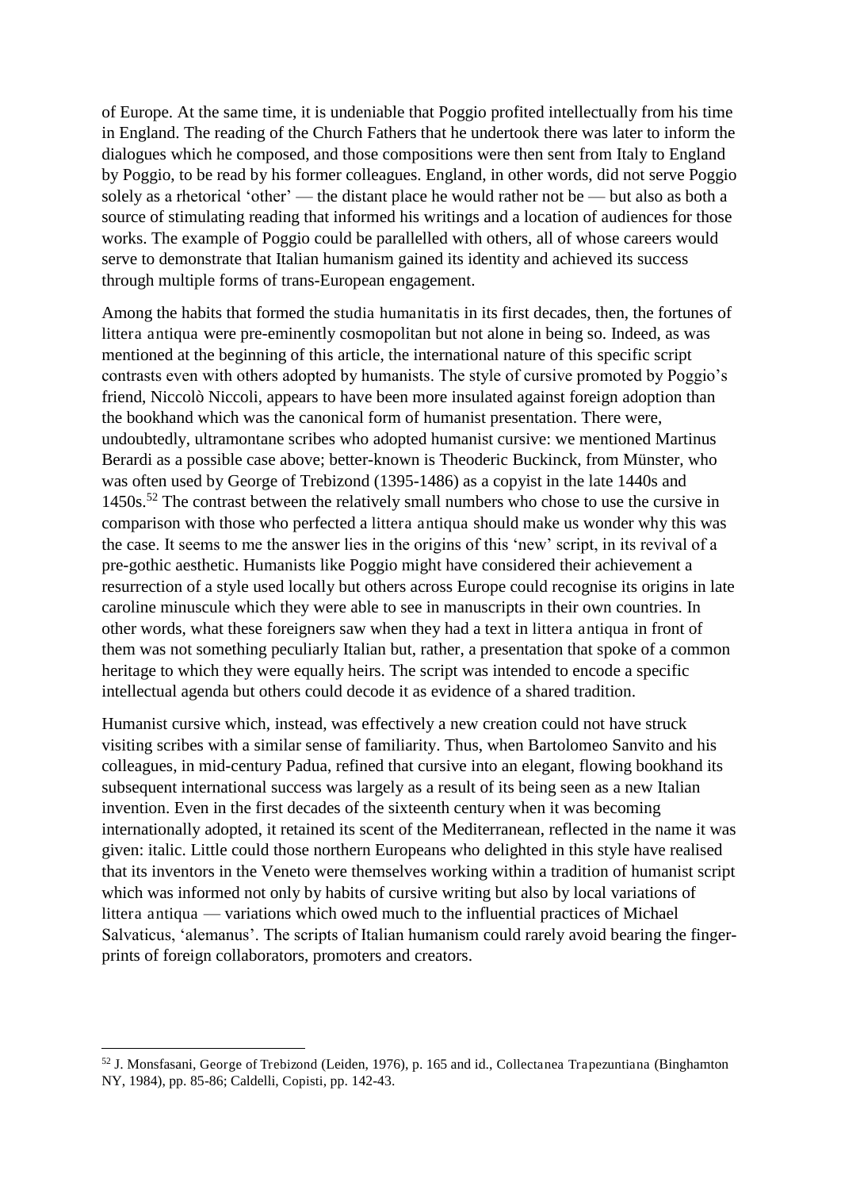of Europe. At the same time, it is undeniable that Poggio profited intellectually from his time in England. The reading of the Church Fathers that he undertook there was later to inform the dialogues which he composed, and those compositions were then sent from Italy to England by Poggio, to be read by his former colleagues. England, in other words, did not serve Poggio solely as a rhetorical 'other' — the distant place he would rather not be — but also as both a source of stimulating reading that informed his writings and a location of audiences for those works. The example of Poggio could be parallelled with others, all of whose careers would serve to demonstrate that Italian humanism gained its identity and achieved its success through multiple forms of trans-European engagement.

Among the habits that formed the studia humanitatis in its first decades, then, the fortunes of littera antiqua were pre-eminently cosmopolitan but not alone in being so. Indeed, as was mentioned at the beginning of this article, the international nature of this specific script contrasts even with others adopted by humanists. The style of cursive promoted by Poggio's friend, Niccolò Niccoli, appears to have been more insulated against foreign adoption than the bookhand which was the canonical form of humanist presentation. There were, undoubtedly, ultramontane scribes who adopted humanist cursive: we mentioned Martinus Berardi as a possible case above; better-known is Theoderic Buckinck, from Münster, who was often used by George of Trebizond (1395-1486) as a copyist in the late 1440s and 1450s.[52] The contrast between the relatively small numbers who chose to use the cursive in comparison with those who perfected a littera antiqua should make us wonder why this was the case. It seems to me the answer lies in the origins of this 'new' script, in its revival of a pre-gothic aesthetic. Humanists like Poggio might have considered their achievement a resurrection of a style used locally but others across Europe could recognise its origins in late caroline minuscule which they were able to see in manuscripts in their own countries. In other words, what these foreigners saw when they had a text in littera antiqua in front of them was not something peculiarly Italian but, rather, a presentation that spoke of a common heritage to which they were equally heirs. The script was intended to encode a specific intellectual agenda but others could decode it as evidence of a shared tradition.

Humanist cursive which, instead, was effectively a new creation could not have struck visiting scribes with a similar sense of familiarity. Thus, when Bartolomeo Sanvito and his colleagues, in mid-century Padua, refined that cursive into an elegant, flowing bookhand its subsequent international success was largely as a result of its being seen as a new Italian invention. Even in the first decades of the sixteenth century when it was becoming internationally adopted, it retained its scent of the Mediterranean, reflected in the name it was given: italic. Little could those northern Europeans who delighted in this style have realised that its inventors in the Veneto were themselves working within a tradition of humanist script which was informed not only by habits of cursive writing but also by local variations of littera antiqua — variations which owed much to the influential practices of Michael Salvaticus, 'alemanus'. The scripts of Italian humanism could rarely avoid bearing the finger-prints of foreign collaborators, promoters and creators.

---

[52] J. Monfasani, George of Trebizond (Leiden, 1976), p. 165 and id., Collectanea Trapezuntiana (Binghamton NY, 1984), pp. 85-86; Caldelli, Copisti, pp. 142-43.